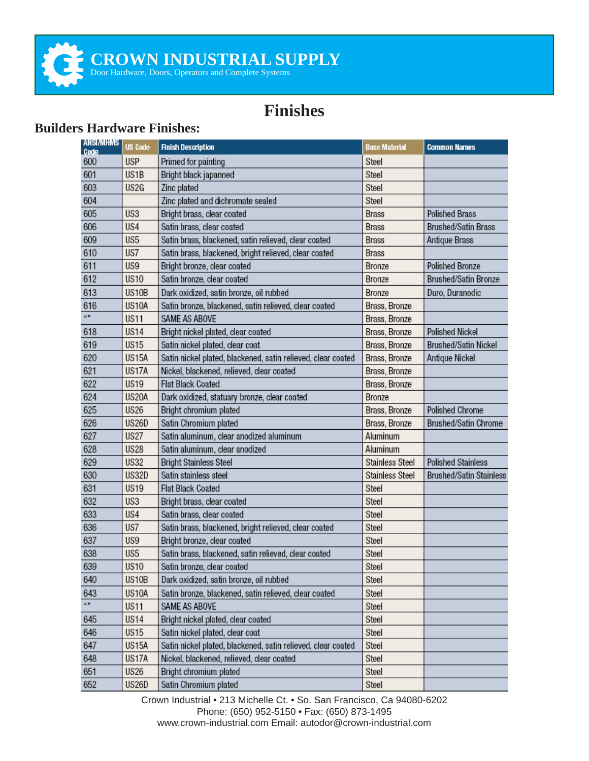# CROWN INDUSTRIAL SUPPLY

Door Hardware, Doors, Operators and Complete Systems

## Finishes

### Builders Hardware Finishes:

| ANSI/MHMS Code | US Code | Finish Description | Base Material | Common Names |
|---|---|---|---|---|
| 600 | USP | Primed for painting | Steel | |
| 601 | US1B | Bright black japanned | Steel | |
| 603 | US2G | Zinc plated | Steel | |
| 604 | | Zinc plated and dichromate sealed | Steel | |
| 605 | US3 | Bright brass, clear coated | Brass | Polished Brass |
| 606 | US4 | Satin brass, clear coated | Brass | Brushed/Satin Brass |
| 609 | US5 | Satin brass, blackened, satin relieved, clear coated | Brass | Antique Brass |
| 610 | US7 | Satin brass, blackened, bright relieved, clear coated | Brass | |
| 611 | US9 | Bright bronze, clear coated | Bronze | Polished Bronze |
| 612 | US10 | Satin bronze, clear coated | Bronze | Brushed/Satin Bronze |
| 613 | US10B | Dark oxidized, satin bronze, oil rubbed | Bronze | Duro, Duranodic |
| 616 | US10A | Satin bronze, blackened, satin relieved, clear coated | Brass, Bronze | |
| " " | US11 | SAME AS ABOVE | Brass, Bronze | |
| 618 | US14 | Bright nickel plated, clear coated | Brass, Bronze | Polished Nickel |
| 619 | US15 | Satin nickel plated, clear coat | Brass, Bronze | Brushed/Satin Nickel |
| 620 | US15A | Satin nickel plated, blackened, satin relieved, clear coated | Brass, Bronze | Antique Nickel |
| 621 | US17A | Nickel, blackened, relieved, clear coated | Brass, Bronze | |
| 622 | US19 | Flat Black Coated | Brass, Bronze | |
| 624 | US20A | Dark oxidized, statuary bronze, clear coated | Bronze | |
| 625 | US26 | Bright chromium plated | Brass, Bronze | Polished Chrome |
| 626 | US26D | Satin Chromium plated | Brass, Bronze | Brushed/Satin Chrome |
| 627 | US27 | Satin aluminum, clear anodized aluminum | Aluminum | |
| 628 | US28 | Satin aluminum, clear anodized | Aluminum | |
| 629 | US32 | Bright Stainless Steel | Stainless Steel | Polished Stainless |
| 630 | US32D | Satin stainless steel | Stainless Steel | Brushed/Satin Stainless |
| 631 | US19 | Flat Black Coated | Steel | |
| 632 | US3 | Bright brass, clear coated | Steel | |
| 633 | US4 | Satin brass, clear coated | Steel | |
| 636 | US7 | Satin brass, blackened, bright relieved, clear coated | Steel | |
| 637 | US9 | Bright bronze, clear coated | Steel | |
| 638 | US5 | Satin brass, blackened, satin relieved, clear coated | Steel | |
| 639 | US10 | Satin bronze, clear coated | Steel | |
| 640 | US10B | Dark oxidized, satin bronze, oil rubbed | Steel | |
| 643 | US10A | Satin bronze, blackened, satin relieved, clear coated | Steel | |
| " " | US11 | SAME AS ABOVE | Steel | |
| 645 | US14 | Bright nickel plated, clear coated | Steel | |
| 646 | US15 | Satin nickel plated, clear coat | Steel | |
| 647 | US15A | Satin nickel plated, blackened, satin relieved, clear coated | Steel | |
| 648 | US17A | Nickel, blackened, relieved, clear coated | Steel | |
| 651 | US26 | Bright chromium plated | Steel | |
| 652 | US26D | Satin Chromium plated | Steel | |

Crown Industrial • 213 Michelle Ct. • So. San Francisco, Ca 94080-6202
Phone: (650) 952-5150 • Fax: (650) 873-1495
www.crown-industrial.com Email: autodor@crown-industrial.com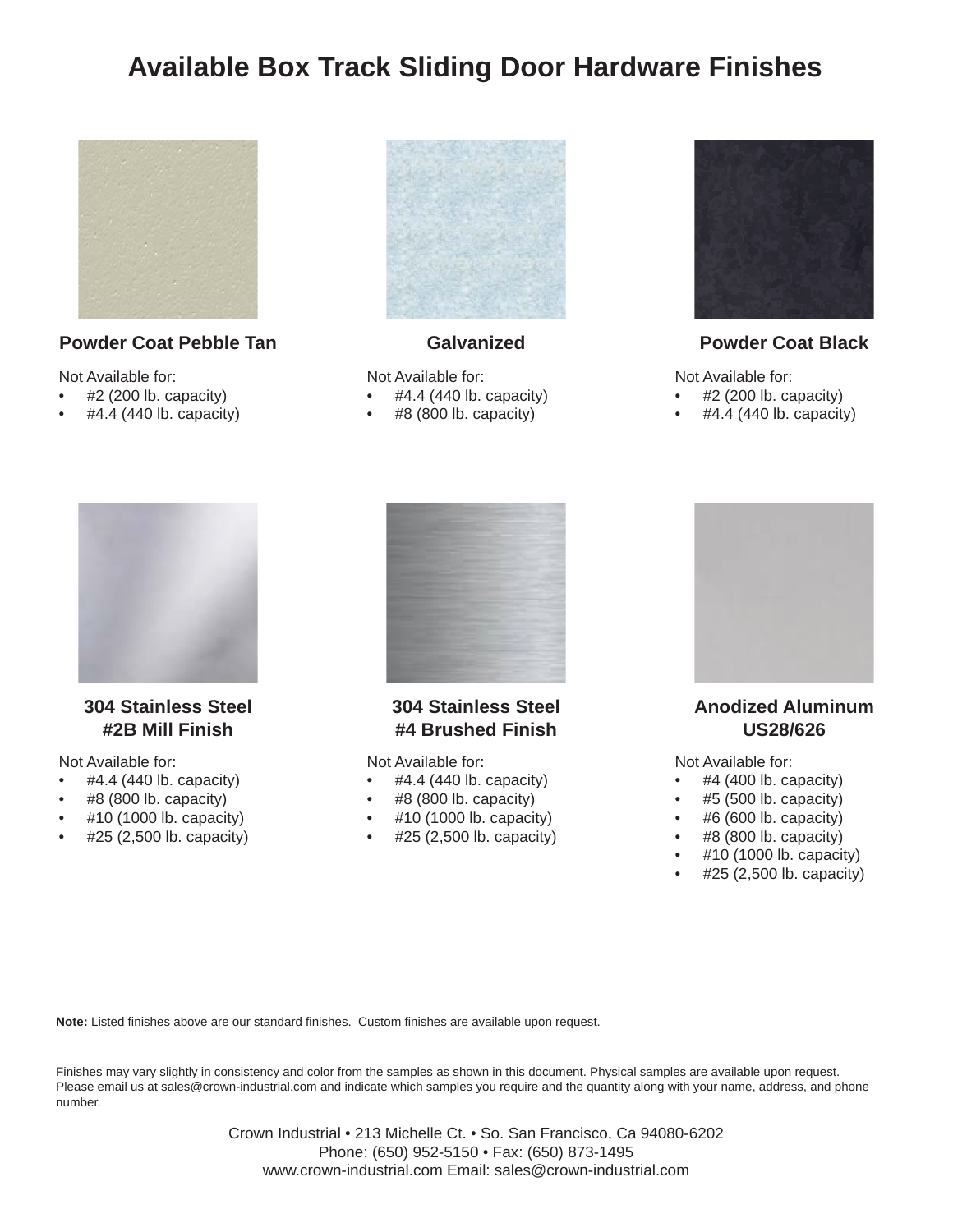# Available Box Track Sliding Door Hardware Finishes

**Powder Coat Pebble Tan**

Not Available for:
- #2 (200 lb. capacity)
- #4.4 (440 lb. capacity)

**Galvanized**

Not Available for:
- #4.4 (440 lb. capacity)
- #8 (800 lb. capacity)

**Powder Coat Black**

Not Available for:
- #2 (200 lb. capacity)
- #4.4 (440 lb. capacity)

**304 Stainless Steel #2B Mill Finish**

Not Available for:
- #4.4 (440 lb. capacity)
- #8 (800 lb. capacity)
- #10 (1000 lb. capacity)
- #25 (2,500 lb. capacity)

**304 Stainless Steel #4 Brushed Finish**

Not Available for:
- #4.4 (440 lb. capacity)
- #8 (800 lb. capacity)
- #10 (1000 lb. capacity)
- #25 (2,500 lb. capacity)

**Anodized Aluminum US28/626**

Not Available for:
- #4 (400 lb. capacity)
- #5 (500 lb. capacity)
- #6 (600 lb. capacity)
- #8 (800 lb. capacity)
- #10 (1000 lb. capacity)
- #25 (2,500 lb. capacity)

**Note:** Listed finishes above are our standard finishes. Custom finishes are available upon request.

Finishes may vary slightly in consistency and color from the samples as shown in this document. Physical samples are available upon request. Please email us at sales@crown-industrial.com and indicate which samples you require and the quantity along with your name, address, and phone number.

Crown Industrial • 213 Michelle Ct. • So. San Francisco, Ca 94080-6202
Phone: (650) 952-5150 • Fax: (650) 873-1495
www.crown-industrial.com Email: sales@crown-industrial.com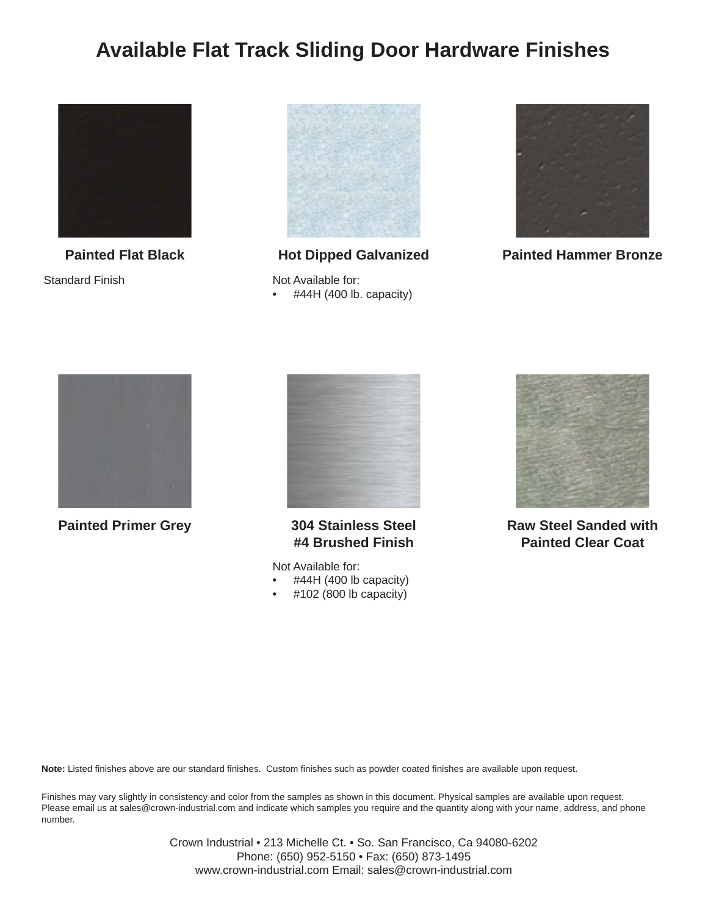# Available Flat Track Sliding Door Hardware Finishes

**Painted Flat Black**

Standard Finish

**Hot Dipped Galvanized**

Not Available for:
- #44H (400 lb. capacity)

**Painted Hammer Bronze**

**Painted Primer Grey**

**304 Stainless Steel #4 Brushed Finish**

Not Available for:
- #44H (400 lb capacity)
- #102 (800 lb capacity)

**Raw Steel Sanded with Painted Clear Coat**

**Note:** Listed finishes above are our standard finishes. Custom finishes such as powder coated finishes are available upon request.

Finishes may vary slightly in consistency and color from the samples as shown in this document. Physical samples are available upon request. Please email us at sales@crown-industrial.com and indicate which samples you require and the quantity along with your name, address, and phone number.

Crown Industrial • 213 Michelle Ct. • So. San Francisco, Ca 94080-6202
Phone: (650) 952-5150 • Fax: (650) 873-1495
www.crown-industrial.com Email: sales@crown-industrial.com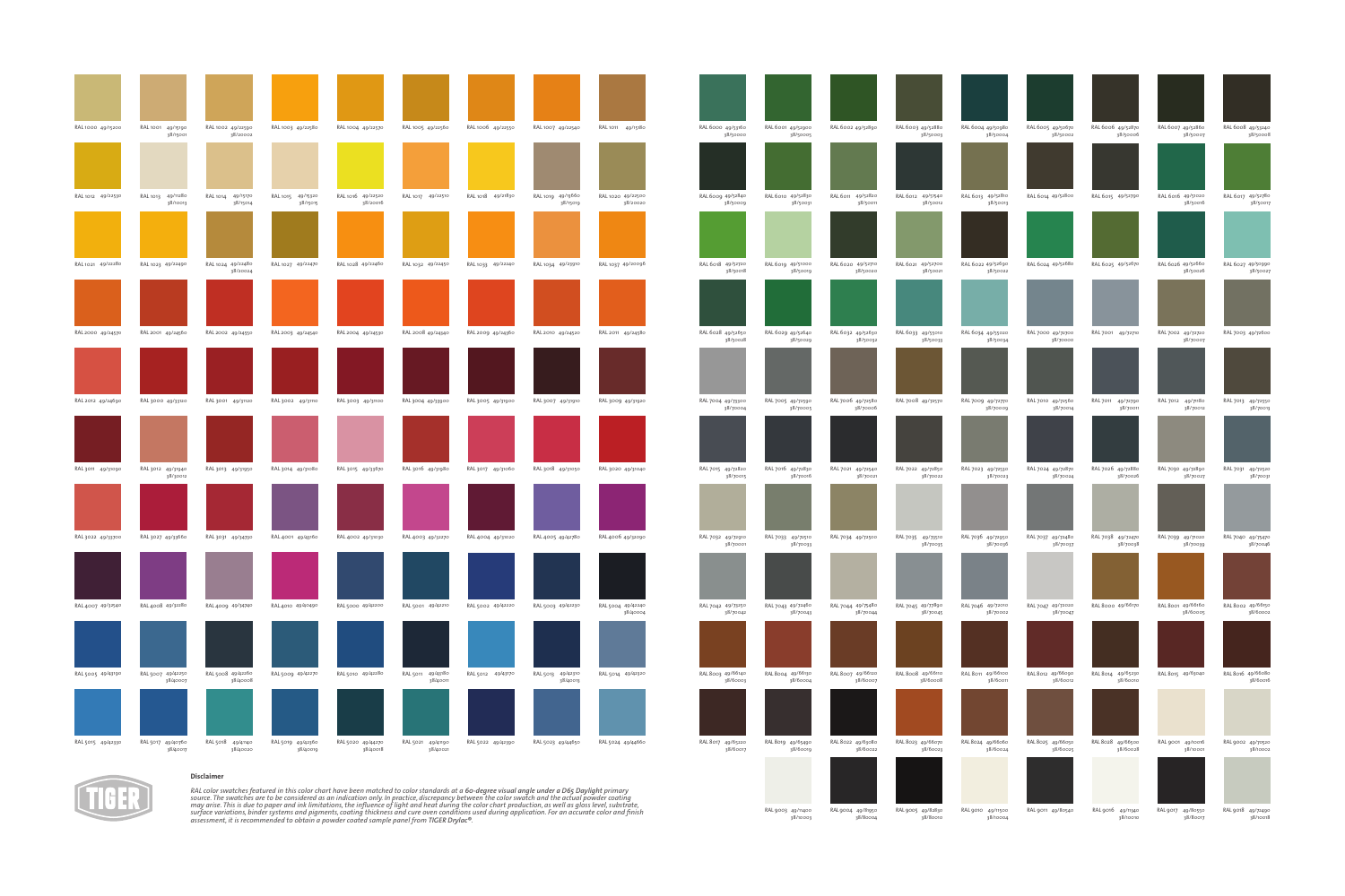| | | | | | | | | |
|---|---|---|---|---|---|---|---|---|
| RAL 1000 49/05200 | RAL 1001 49/15150 38/15001 | RAL 1002 49/22590 38/20002 | RAL 1003 49/22580 | RAL 1004 49/22570 | RAL 1005 49/22560 | RAL 1006 49/22550 | RAL 1007 49/22540 | RAL 1011 49/15180 |
| RAL 1012 49/22530 | RAL 1013 49/11280 38/10013 | RAL 1014 49/15170 38/15014 | RAL 1015 49/15120 38/15015 | RAL 1016 49/22520 38/20016 | RAL 1017 49/22510 | RAL 1018 49/21830 | RAL 1019 49/15660 38/15019 | RAL 1020 49/22500 38/20020 |
| RAL 1021 49/22280 | RAL 1023 49/22490 | RAL 1024 49/22480 38/20024 | RAL 1027 49/22470 | RAL 1028 49/22460 | RAL 1032 49/22450 | RAL 1033 49/22440 | RAL 1034 49/23910 | RAL 1037 49/20036 |
| RAL 2000 49/24570 | RAL 2001 49/24560 | RAL 2002 49/24550 | RAL 2003 49/24540 | RAL 2004 49/24530 | RAL 2008 49/24940 | RAL 2009 49/24360 | RAL 2010 49/24520 | RAL 2011 49/24580 |
| RAL 2012 49/24690 | RAL 3000 49/33120 | RAL 3001 49/31120 | RAL 3002 49/31110 | RAL 3003 49/31100 | RAL 3004 49/33900 | RAL 3005 49/31900 | RAL 3007 49/31910 | RAL 3009 49/31920 |
| RAL 3011 49/31090 | RAL 3012 49/31940 38/30012 | RAL 3013 49/31950 | RAL 3014 49/31080 | RAL 3015 49/33670 | RAL 3016 49/31980 | RAL 3017 49/31060 | RAL 3018 49/31050 | RAL 3020 49/31040 |
| RAL 3022 49/33700 | RAL 3027 49/33680 | RAL 3031 49/34730 | RAL 4001 49/49160 | RAL 4002 49/31030 | RAL 4003 49/32270 | RAL 4004 49/31020 | RAL 4005 49/42780 | RAL 4006 49/32090 |
| RAL 4007 49/32540 | RAL 4008 49/32180 | RAL 4009 49/34740 | RAL 4010 49/40490 | RAL 5000 49/42200 | RAL 5001 49/42210 | RAL 5002 49/42220 | RAL 5003 49/42230 | RAL 5004 49/42240 38/40004 |
| RAL 5005 49/42190 | RAL 5007 49/42250 38/40007 | RAL 5008 49/42260 38/40008 | RAL 5009 49/42270 | RAL 5010 49/42280 | RAL 5011 49/45180 38/40011 | RAL 5012 49/43170 | RAL 5013 49/42310 38/40013 | RAL 5014 49/42320 |
| RAL 5015 49/42330 | RAL 5017 49/40760 38/40017 | RAL 5018 49/41140 38/40020 | RAL 5019 49/42360 38/40019 | RAL 5020 49/44270 38/40018 | RAL 5021 49/41190 38/40021 | RAL 5022 49/42390 | RAL 5023 49/44850 | RAL 5024 49/44660 |

| | | | | | | | | | |
|---|---|---|---|---|---|---|---|---|---|
| RAL 6000 49/53160 38/50000 | RAL 6001 49/52900 38/50001 | RAL 6002 49/52890 | RAL 6003 49/52880 38/50003 | RAL 6004 49/50980 38/50004 | RAL 6005 49/52680 38/50005 | RAL 6006 49/52870 38/50006 | RAL 6007 49/52860 38/50007 | RAL 6008 49/53240 38/50008 |
| RAL 6009 49/52840 38/50009 | RAL 6010 49/52830 38/50010 | RAL 6011 49/52820 38/50011 | RAL 6012 49/57540 38/50012 | RAL 6013 49/52810 38/50013 | RAL 6014 49/52800 | RAL 6015 49/52790 | RAL 6016 49/51000 38/50016 | RAL 6017 49/52780 38/50017 |
| RAL 6018 49/52720 38/50018 | RAL 6019 49/51000 38/50019 | RAL 6020 49/52710 38/50020 | RAL 6021 49/52700 38/50021 | RAL 6022 49/52690 38/50022 | RAL 6024 49/52680 | RAL 6025 49/52670 | RAL 6026 49/52660 38/50026 | RAL 6027 49/50990 38/50027 |
| RAL 6028 49/52650 38/50028 | RAL 6029 49/52640 38/50029 | RAL 6032 49/52630 38/50032 | RAL 6033 49/55010 38/50033 | RAL 6034 49/55020 38/50034 | RAL 7000 49/72700 38/70000 | RAL 7001 49/72710 | RAL 7002 49/72720 38/70002 | RAL 7003 49/72600 |
| RAL 7004 49/75200 38/70004 | RAL 7005 49/72590 38/70005 | RAL 7006 49/72580 38/70006 | RAL 7008 49/72570 | RAL 7009 49/72770 38/70009 | RAL 7010 49/72560 38/70010 | RAL 7011 49/72390 38/70011 | RAL 7012 49/71180 38/70012 | RAL 7013 49/72550 38/70013 |
| RAL 7015 49/72820 38/70015 | RAL 7016 49/72830 38/70016 | RAL 7021 49/72540 38/70021 | RAL 7022 49/72850 38/70022 | RAL 7023 49/72530 38/70023 | RAL 7024 49/72870 38/70024 | RAL 7026 49/72880 38/70026 | RAL 7030 49/72890 38/70030 | RAL 7031 49/72520 38/70031 |
| RAL 7032 49/72920 38/70032 | RAL 7033 49/72510 38/70033 | RAL 7034 49/72500 | RAL 7035 49/75510 38/70035 | RAL 7036 49/70950 38/70036 | RAL 7037 49/72480 38/70037 | RAL 7038 49/72470 38/70038 | RAL 7039 49/71100 38/70039 | RAL 7040 49/75420 38/70040 |
| RAL 7042 49/75150 38/70042 | RAL 7043 49/72460 38/70043 | RAL 7044 49/75480 38/70044 | RAL 7045 49/77830 38/70045 | RAL 7046 49/72010 38/70046 | RAL 7047 49/72020 38/70047 | RAL 8000 49/66170 | RAL 8001 49/66160 38/60001 | RAL 8002 49/66150 38/60002 |
| RAL 8003 49/66140 38/60003 | RAL 8004 49/66130 38/60004 | RAL 8007 49/66120 38/60007 | RAL 8008 49/66110 38/60008 | RAL 8011 49/66100 38/60011 | RAL 8012 49/66090 38/60012 | RAL 8014 49/65230 38/60014 | RAL 8015 49/65040 | RAL 8016 49/66080 38/60016 |
| RAL 8017 49/65120 38/60017 | RAL 8019 49/65490 38/60019 | RAL 8022 49/65080 38/60022 | RAL 8023 49/66070 38/60023 | RAL 8024 49/66060 38/60024 | RAL 8025 49/66050 38/60025 | RAL 8028 49/66500 38/60028 | RAL 9001 49/10016 38/10001 | RAL 9002 49/70510 38/10002 |
| | RAL 9003 49/11400 38/10003 | RAL 9004 49/81950 38/80004 | RAL 9005 49/82830 38/80005 | RAL 9010 49/11100 38/10010 | RAL 9011 49/80540 | RAL 9016 49/11340 38/10016 | RAL 9017 49/80550 38/80017 | RAL 9018 49/70490 38/10018 |

TIGER

**Disclaimer**

*RAL color swatches featured in this color chart have been matched to color standards at a 60-degree visual angle under a D65 Daylight primary source. The swatches are to be considered as an indication only. In practice, discrepancy between the color swatch and the actual powder coating may arise. This is due to paper and ink limitations, the influence of light and heat during the color chart production, as well as gloss level, substrate, surface variations, binder systems and pigments, coating thickness and cure oven conditions used during application. For an accurate color and finish assessment, it is recommended to obtain a powder coated sample panel from TIGER Drylac®.*